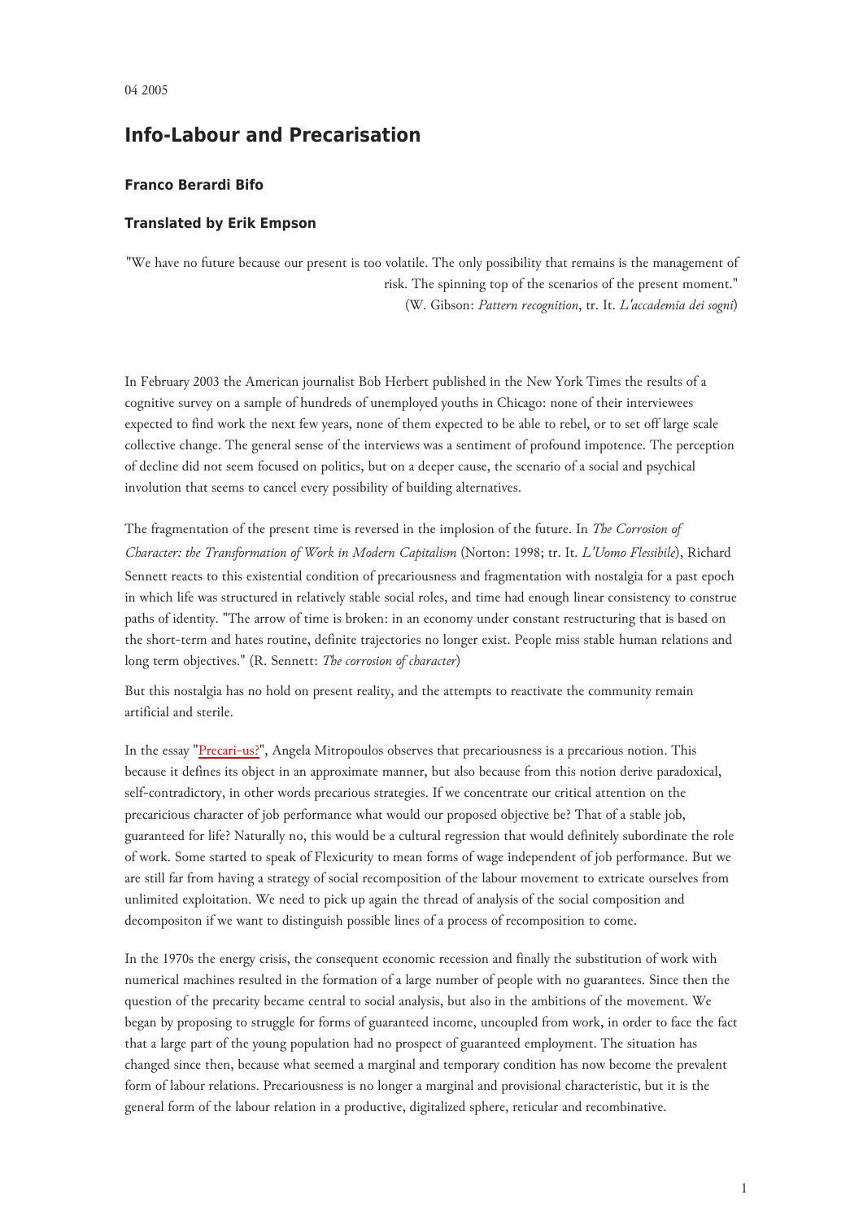04 2005

# Info-Labour and Precarisation

**Franco Berardi Bifo**

**Translated by Erik Empson**

"We have no future because our present is too volatile. The only possibility that remains is the management of risk. The spinning top of the scenarios of the present moment."
(W. Gibson: *Pattern recognition*, tr. It. *L'accademia dei sogni*)

In February 2003 the American journalist Bob Herbert published in the New York Times the results of a cognitive survey on a sample of hundreds of unemployed youths in Chicago: none of their interviewees expected to find work the next few years, none of them expected to be able to rebel, or to set off large scale collective change. The general sense of the interviews was a sentiment of profound impotence. The perception of decline did not seem focused on politics, but on a deeper cause, the scenario of a social and psychical involution that seems to cancel every possibility of building alternatives.

The fragmentation of the present time is reversed in the implosion of the future. In *The Corrosion of Character: the Transformation of Work in Modern Capitalism* (Norton: 1998; tr. It. *L'Uomo Flessibile*), Richard Sennett reacts to this existential condition of precariousness and fragmentation with nostalgia for a past epoch in which life was structured in relatively stable social roles, and time had enough linear consistency to construe paths of identity. "The arrow of time is broken: in an economy under constant restructuring that is based on the short-term and hates routine, definite trajectories no longer exist. People miss stable human relations and long term objectives." (R. Sennett: *The corrosion of character*)

But this nostalgia has no hold on present reality, and the attempts to reactivate the community remain artificial and sterile.

In the essay "Precari-us?", Angela Mitropoulos observes that precariousness is a precarious notion. This because it defines its object in an approximate manner, but also because from this notion derive paradoxical, self-contradictory, in other words precarious strategies. If we concentrate our critical attention on the precaricious character of job performance what would our proposed objective be? That of a stable job, guaranteed for life? Naturally no, this would be a cultural regression that would definitely subordinate the role of work. Some started to speak of Flexicurity to mean forms of wage independent of job performance. But we are still far from having a strategy of social recomposition of the labour movement to extricate ourselves from unlimited exploitation. We need to pick up again the thread of analysis of the social composition and decompositon if we want to distinguish possible lines of a process of recomposition to come.

In the 1970s the energy crisis, the consequent economic recession and finally the substitution of work with numerical machines resulted in the formation of a large number of people with no guarantees. Since then the question of the precarity became central to social analysis, but also in the ambitions of the movement. We began by proposing to struggle for forms of guaranteed income, uncoupled from work, in order to face the fact that a large part of the young population had no prospect of guaranteed employment. The situation has changed since then, because what seemed a marginal and temporary condition has now become the prevalent form of labour relations. Precariousness is no longer a marginal and provisional characteristic, but it is the general form of the labour relation in a productive, digitalized sphere, reticular and recombinative.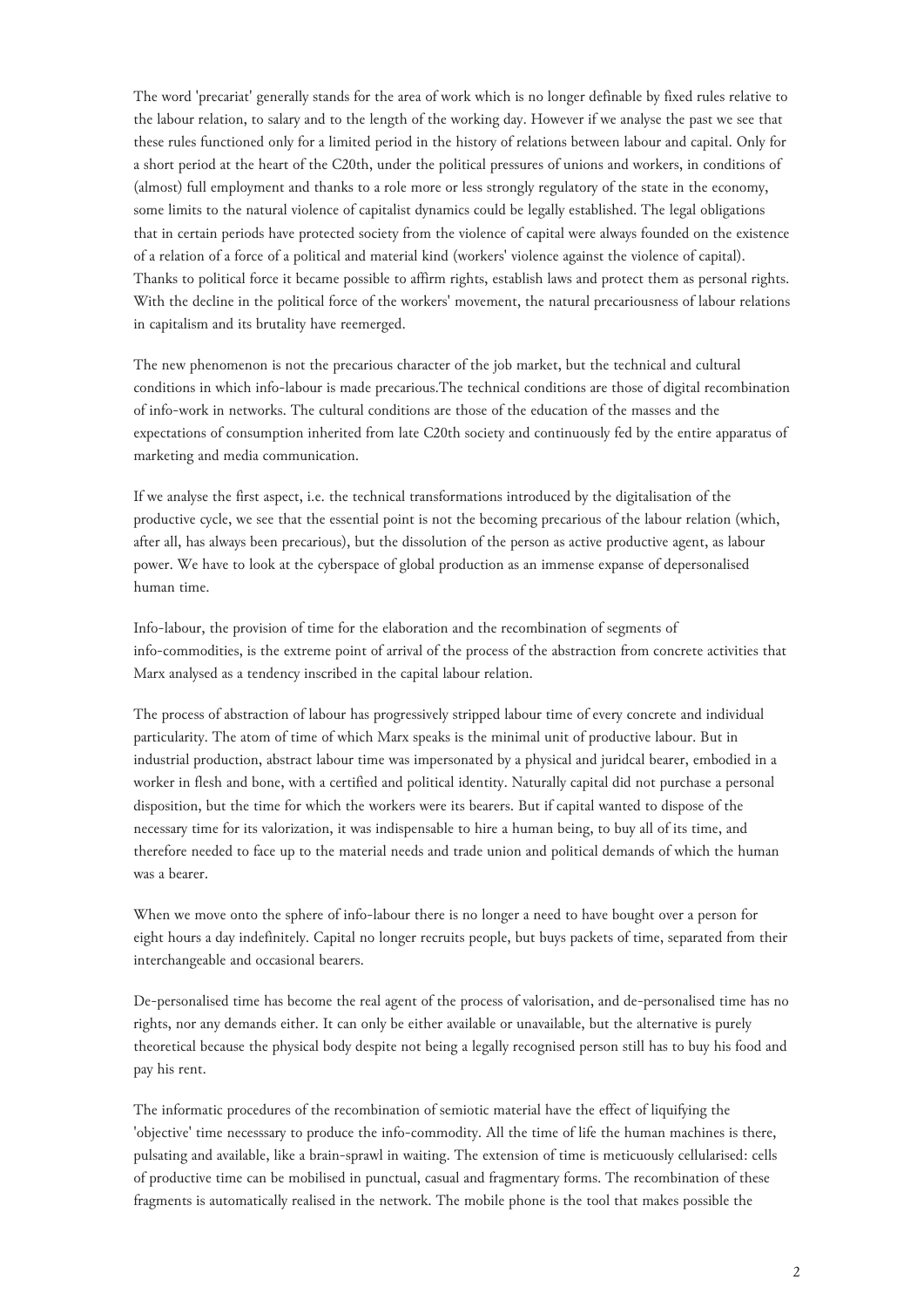The word 'precariat' generally stands for the area of work which is no longer definable by fixed rules relative to the labour relation, to salary and to the length of the working day. However if we analyse the past we see that these rules functioned only for a limited period in the history of relations between labour and capital. Only for a short period at the heart of the C20th, under the political pressures of unions and workers, in conditions of (almost) full employment and thanks to a role more or less strongly regulatory of the state in the economy, some limits to the natural violence of capitalist dynamics could be legally established. The legal obligations that in certain periods have protected society from the violence of capital were always founded on the existence of a relation of a force of a political and material kind (workers' violence against the violence of capital). Thanks to political force it became possible to affirm rights, establish laws and protect them as personal rights. With the decline in the political force of the workers' movement, the natural precariousness of labour relations in capitalism and its brutality have reemerged.

The new phenomenon is not the precarious character of the job market, but the technical and cultural conditions in which info-labour is made precarious.The technical conditions are those of digital recombination of info-work in networks. The cultural conditions are those of the education of the masses and the expectations of consumption inherited from late C20th society and continuously fed by the entire apparatus of marketing and media communication.

If we analyse the first aspect, i.e. the technical transformations introduced by the digitalisation of the productive cycle, we see that the essential point is not the becoming precarious of the labour relation (which, after all, has always been precarious), but the dissolution of the person as active productive agent, as labour power. We have to look at the cyberspace of global production as an immense expanse of depersonalised human time.

Info-labour, the provision of time for the elaboration and the recombination of segments of info-commodities, is the extreme point of arrival of the process of the abstraction from concrete activities that Marx analysed as a tendency inscribed in the capital labour relation.

The process of abstraction of labour has progressively stripped labour time of every concrete and individual particularity. The atom of time of which Marx speaks is the minimal unit of productive labour. But in industrial production, abstract labour time was impersonated by a physical and juridcal bearer, embodied in a worker in flesh and bone, with a certified and political identity. Naturally capital did not purchase a personal disposition, but the time for which the workers were its bearers. But if capital wanted to dispose of the necessary time for its valorization, it was indispensable to hire a human being, to buy all of its time, and therefore needed to face up to the material needs and trade union and political demands of which the human was a bearer.

When we move onto the sphere of info-labour there is no longer a need to have bought over a person for eight hours a day indefinitely. Capital no longer recruits people, but buys packets of time, separated from their interchangeable and occasional bearers.

De-personalised time has become the real agent of the process of valorisation, and de-personalised time has no rights, nor any demands either. It can only be either available or unavailable, but the alternative is purely theoretical because the physical body despite not being a legally recognised person still has to buy his food and pay his rent.

The informatic procedures of the recombination of semiotic material have the effect of liquifying the 'objective' time necesssary to produce the info-commodity. All the time of life the human machines is there, pulsating and available, like a brain-sprawl in waiting. The extension of time is meticuously cellularised: cells of productive time can be mobilised in punctual, casual and fragmentary forms. The recombination of these fragments is automatically realised in the network. The mobile phone is the tool that makes possible the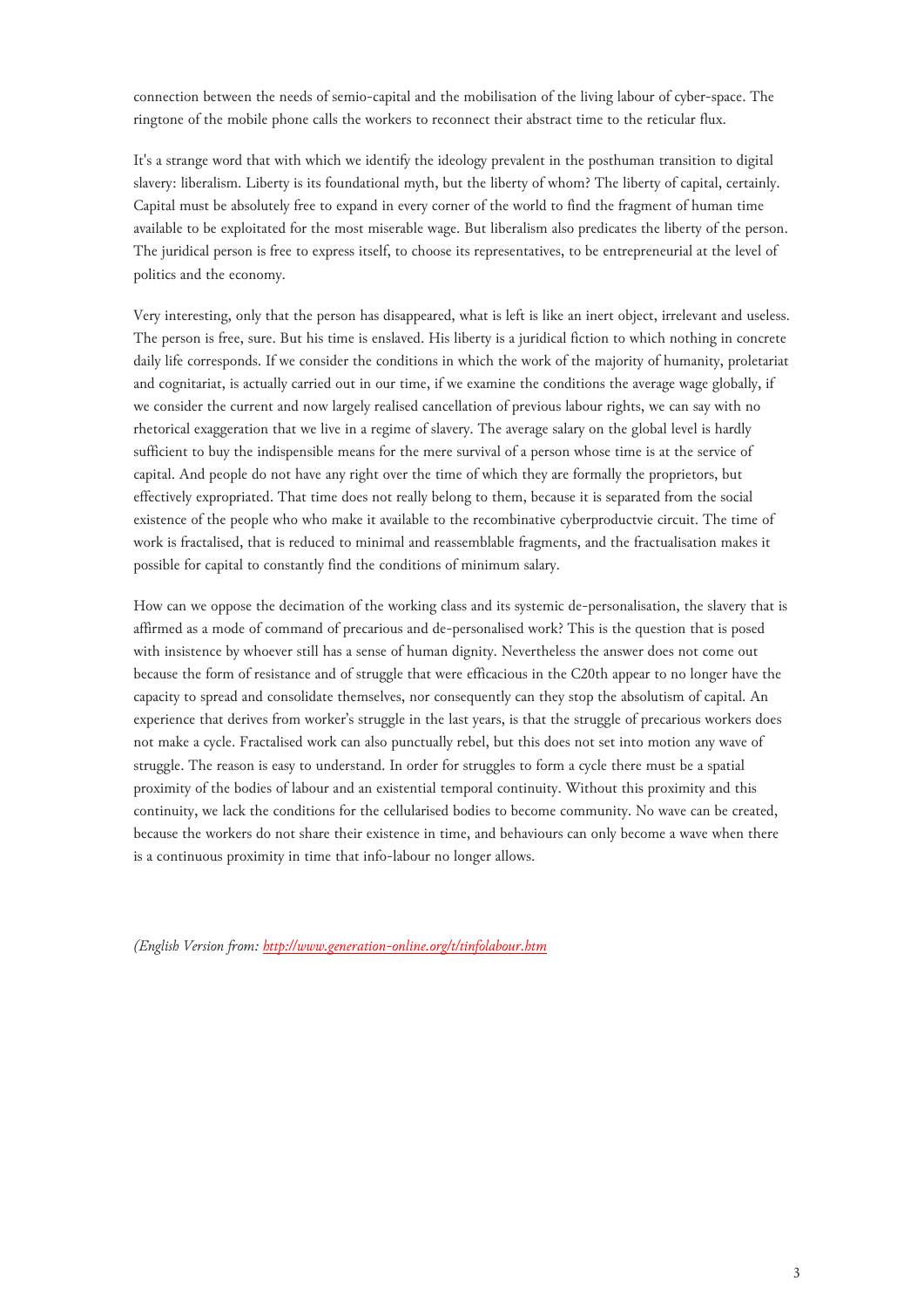connection between the needs of semio-capital and the mobilisation of the living labour of cyber-space. The ringtone of the mobile phone calls the workers to reconnect their abstract time to the reticular flux.

It's a strange word that with which we identify the ideology prevalent in the posthuman transition to digital slavery: liberalism. Liberty is its foundational myth, but the liberty of whom? The liberty of capital, certainly. Capital must be absolutely free to expand in every corner of the world to find the fragment of human time available to be exploitated for the most miserable wage. But liberalism also predicates the liberty of the person. The juridical person is free to express itself, to choose its representatives, to be entrepreneurial at the level of politics and the economy.

Very interesting, only that the person has disappeared, what is left is like an inert object, irrelevant and useless. The person is free, sure. But his time is enslaved. His liberty is a juridical fiction to which nothing in concrete daily life corresponds. If we consider the conditions in which the work of the majority of humanity, proletariat and cognitariat, is actually carried out in our time, if we examine the conditions the average wage globally, if we consider the current and now largely realised cancellation of previous labour rights, we can say with no rhetorical exaggeration that we live in a regime of slavery. The average salary on the global level is hardly sufficient to buy the indispensible means for the mere survival of a person whose time is at the service of capital. And people do not have any right over the time of which they are formally the proprietors, but effectively expropriated. That time does not really belong to them, because it is separated from the social existence of the people who who make it available to the recombinative cyberproductvie circuit. The time of work is fractalised, that is reduced to minimal and reassemblable fragments, and the fractualisation makes it possible for capital to constantly find the conditions of minimum salary.

How can we oppose the decimation of the working class and its systemic de-personalisation, the slavery that is affirmed as a mode of command of precarious and de-personalised work? This is the question that is posed with insistence by whoever still has a sense of human dignity. Nevertheless the answer does not come out because the form of resistance and of struggle that were efficacious in the C20th appear to no longer have the capacity to spread and consolidate themselves, nor consequently can they stop the absolutism of capital. An experience that derives from worker's struggle in the last years, is that the struggle of precarious workers does not make a cycle. Fractalised work can also punctually rebel, but this does not set into motion any wave of struggle. The reason is easy to understand. In order for struggles to form a cycle there must be a spatial proximity of the bodies of labour and an existential temporal continuity. Without this proximity and this continuity, we lack the conditions for the cellularised bodies to become community. No wave can be created, because the workers do not share their existence in time, and behaviours can only become a wave when there is a continuous proximity in time that info-labour no longer allows.

*(English Version from: [http://www.generation-online.org/t/tinfolabour.htm](http://www.generation-online.org/t/tinfolabour.htm)*